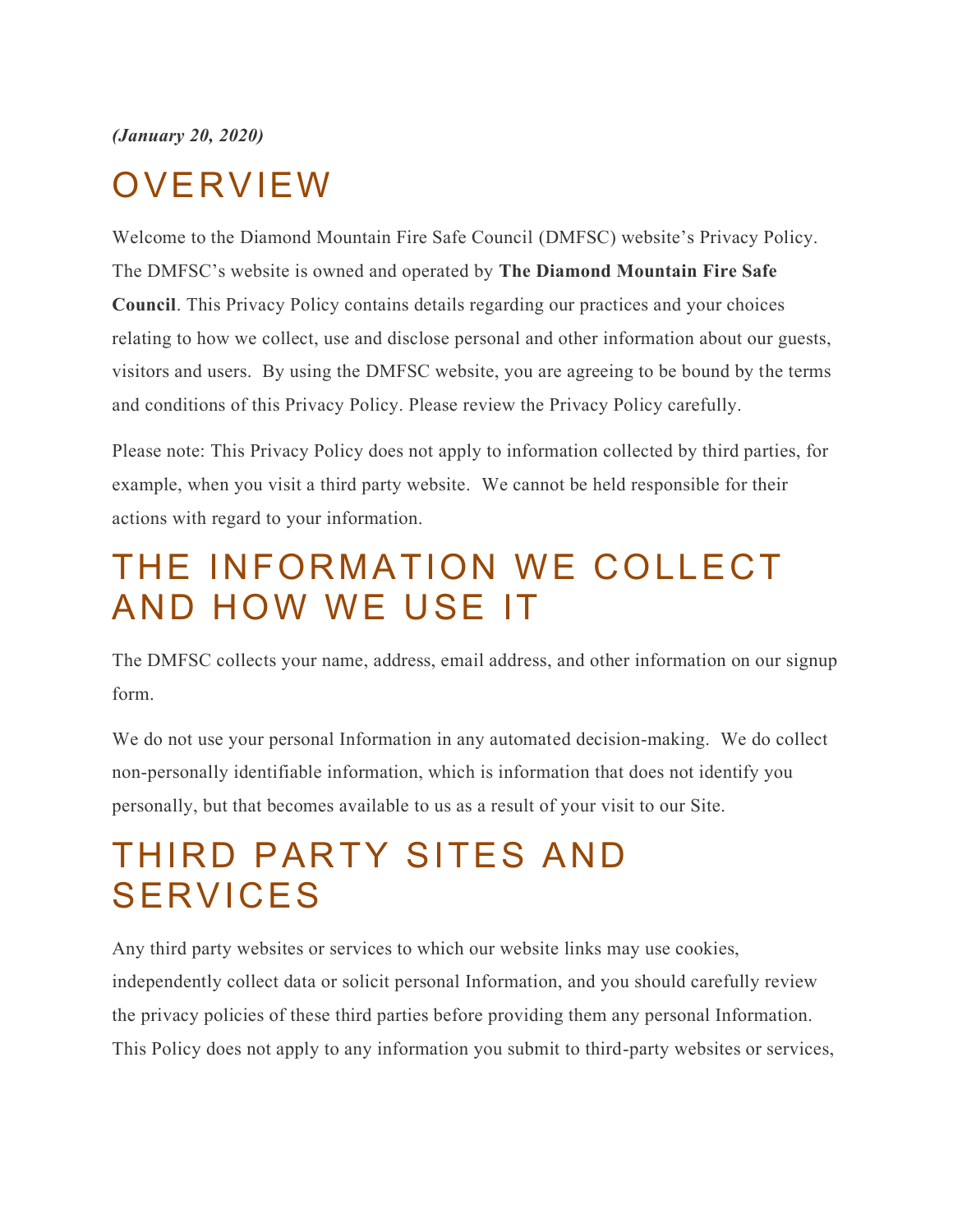***(January 20, 2020)***

# OVERVIEW

Welcome to the Diamond Mountain Fire Safe Council (DMFSC) website's Privacy Policy. The DMFSC's website is owned and operated by **The Diamond Mountain Fire Safe Council**. This Privacy Policy contains details regarding our practices and your choices relating to how we collect, use and disclose personal and other information about our guests, visitors and users. By using the DMFSC website, you are agreeing to be bound by the terms and conditions of this Privacy Policy. Please review the Privacy Policy carefully.

Please note: This Privacy Policy does not apply to information collected by third parties, for example, when you visit a third party website. We cannot be held responsible for their actions with regard to your information.

# THE INFORMATION WE COLLECT AND HOW WE USE IT

The DMFSC collects your name, address, email address, and other information on our signup form.

We do not use your personal Information in any automated decision-making. We do collect non-personally identifiable information, which is information that does not identify you personally, but that becomes available to us as a result of your visit to our Site.

# THIRD PARTY SITES AND SERVICES

Any third party websites or services to which our website links may use cookies, independently collect data or solicit personal Information, and you should carefully review the privacy policies of these third parties before providing them any personal Information. This Policy does not apply to any information you submit to third-party websites or services,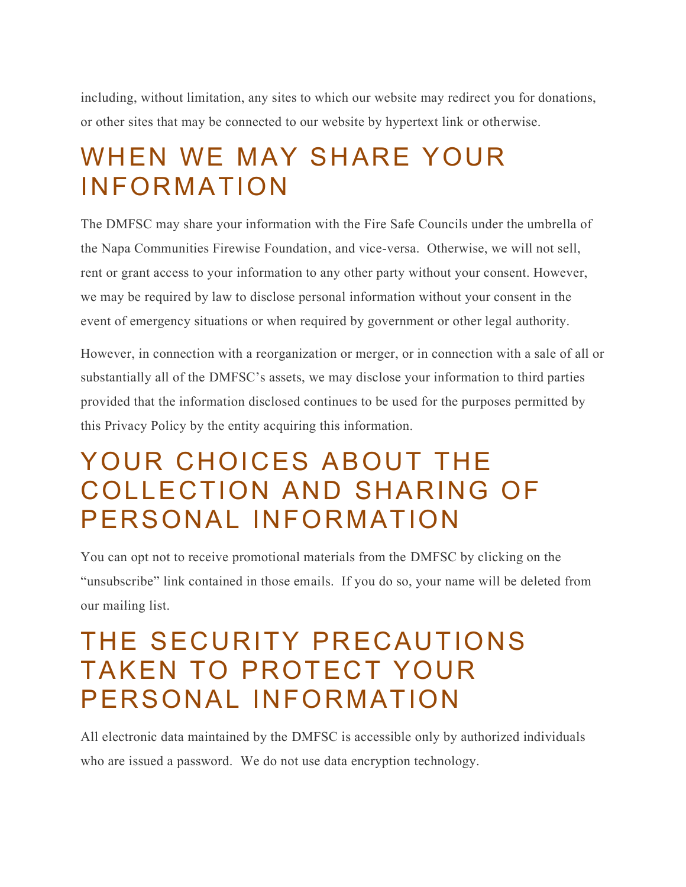including, without limitation, any sites to which our website may redirect you for donations, or other sites that may be connected to our website by hypertext link or otherwise.

# WHEN WE MAY SHARE YOUR INFORMATION

The DMFSC may share your information with the Fire Safe Councils under the umbrella of the Napa Communities Firewise Foundation, and vice-versa. Otherwise, we will not sell, rent or grant access to your information to any other party without your consent. However, we may be required by law to disclose personal information without your consent in the event of emergency situations or when required by government or other legal authority.

However, in connection with a reorganization or merger, or in connection with a sale of all or substantially all of the DMFSC's assets, we may disclose your information to third parties provided that the information disclosed continues to be used for the purposes permitted by this Privacy Policy by the entity acquiring this information.

# YOUR CHOICES ABOUT THE COLLECTION AND SHARING OF PERSONAL INFORMATION

You can opt not to receive promotional materials from the DMFSC by clicking on the "unsubscribe" link contained in those emails. If you do so, your name will be deleted from our mailing list.

# THE SECURITY PRECAUTIONS TAKEN TO PROTECT YOUR PERSONAL INFORMATION

All electronic data maintained by the DMFSC is accessible only by authorized individuals who are issued a password. We do not use data encryption technology.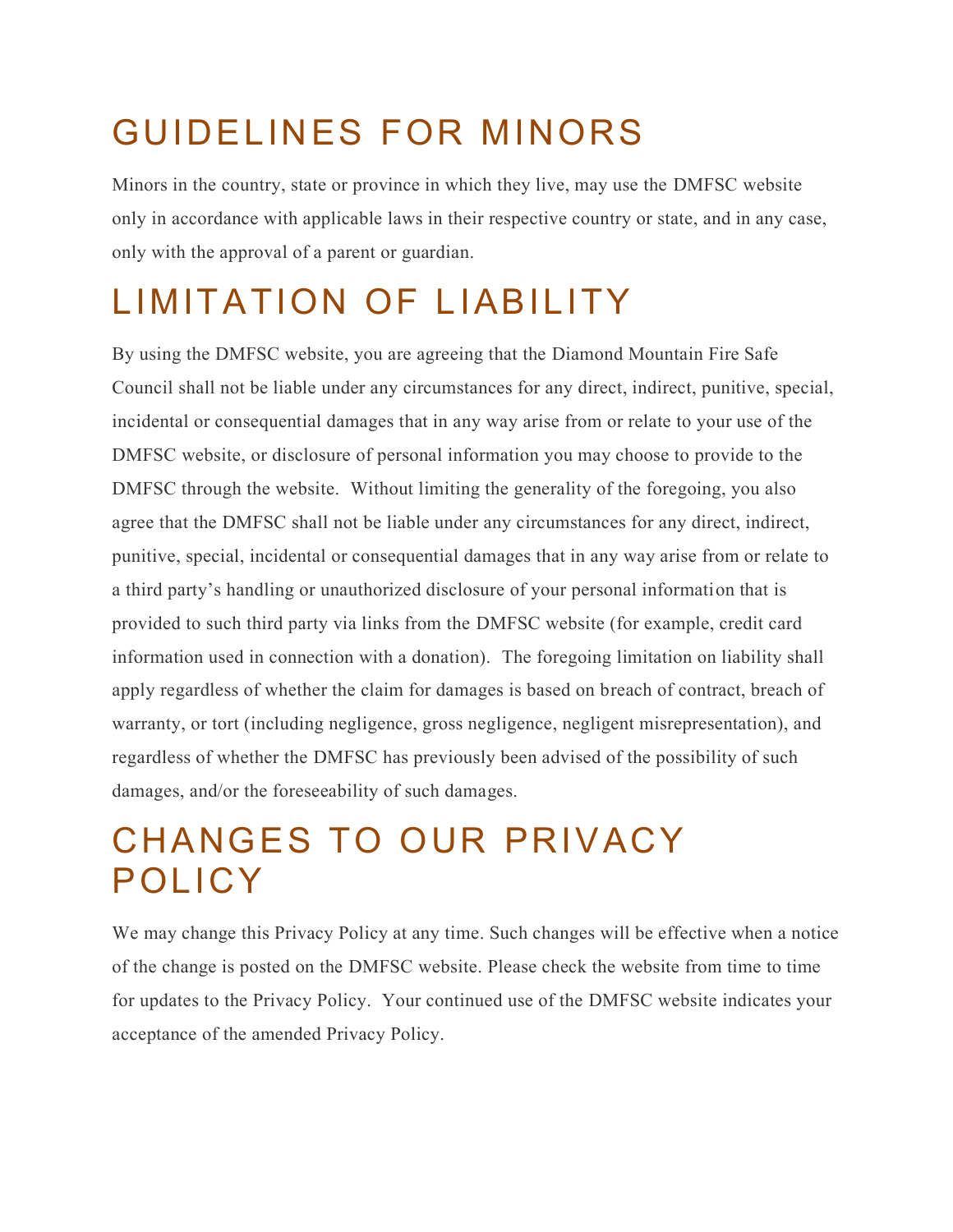# GUIDELINES FOR MINORS

Minors in the country, state or province in which they live, may use the DMFSC website only in accordance with applicable laws in their respective country or state, and in any case, only with the approval of a parent or guardian.

# LIMITATION OF LIABILITY

By using the DMFSC website, you are agreeing that the Diamond Mountain Fire Safe Council shall not be liable under any circumstances for any direct, indirect, punitive, special, incidental or consequential damages that in any way arise from or relate to your use of the DMFSC website, or disclosure of personal information you may choose to provide to the DMFSC through the website. Without limiting the generality of the foregoing, you also agree that the DMFSC shall not be liable under any circumstances for any direct, indirect, punitive, special, incidental or consequential damages that in any way arise from or relate to a third party's handling or unauthorized disclosure of your personal information that is provided to such third party via links from the DMFSC website (for example, credit card information used in connection with a donation). The foregoing limitation on liability shall apply regardless of whether the claim for damages is based on breach of contract, breach of warranty, or tort (including negligence, gross negligence, negligent misrepresentation), and regardless of whether the DMFSC has previously been advised of the possibility of such damages, and/or the foreseeability of such damages.

# CHANGES TO OUR PRIVACY POLICY

We may change this Privacy Policy at any time. Such changes will be effective when a notice of the change is posted on the DMFSC website. Please check the website from time to time for updates to the Privacy Policy. Your continued use of the DMFSC website indicates your acceptance of the amended Privacy Policy.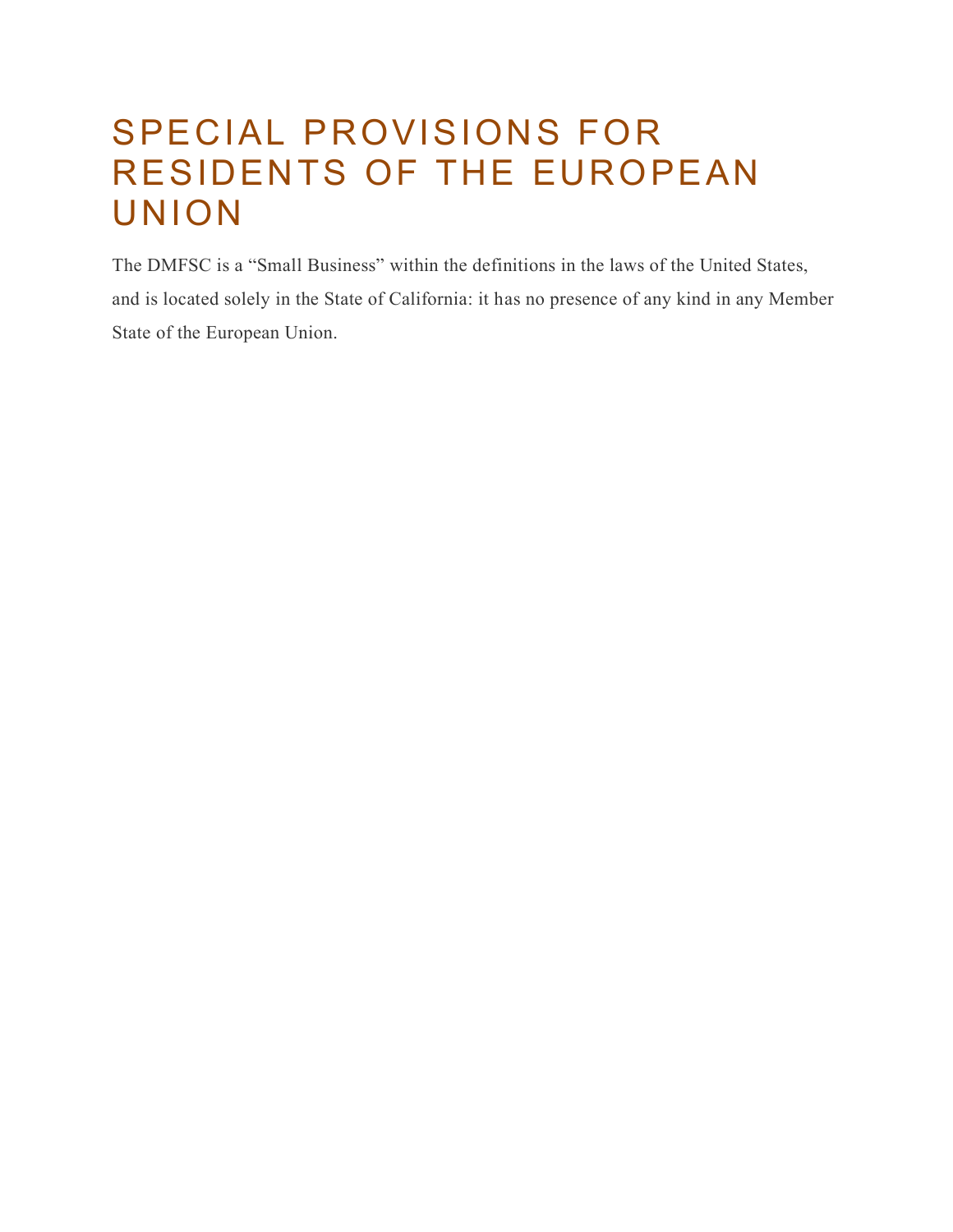# SPECIAL PROVISIONS FOR RESIDENTS OF THE EUROPEAN UNION

The DMFSC is a "Small Business" within the definitions in the laws of the United States, and is located solely in the State of California: it has no presence of any kind in any Member State of the European Union.